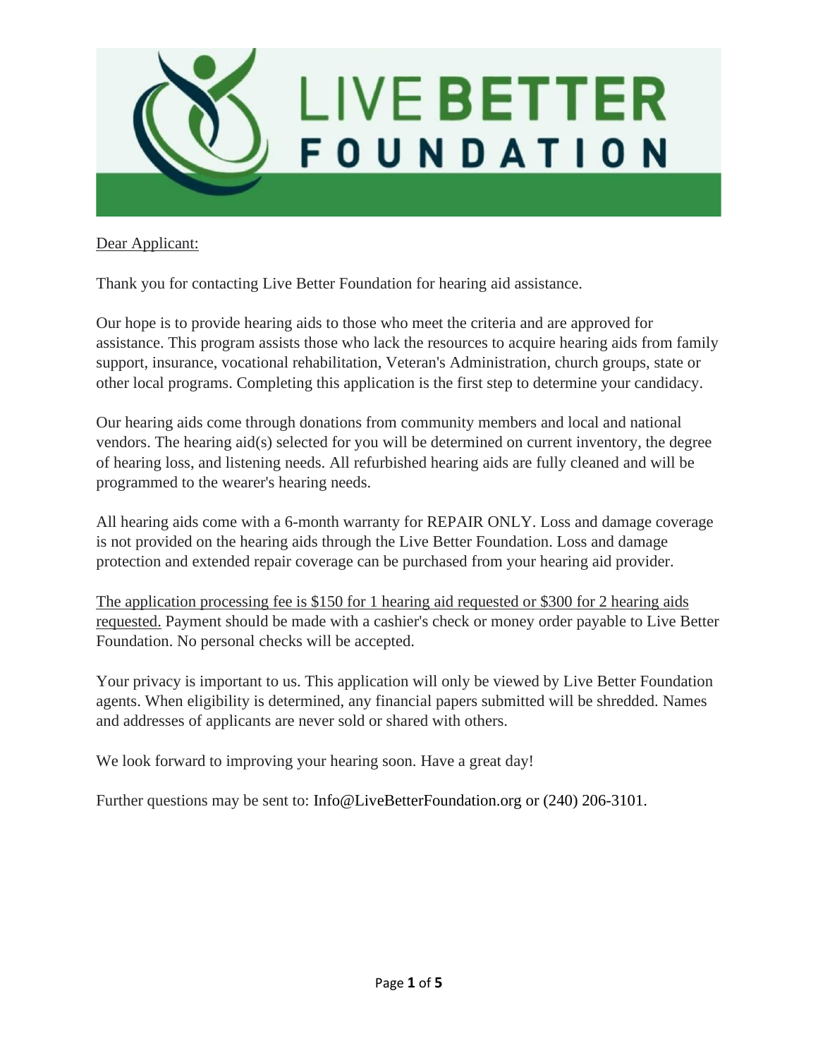# LIVE BETTER FOUNDATION

Dear Applicant:

Thank you for contacting Live Better Foundation for hearing aid assistance.

Our hope is to provide hearing aids to those who meet the criteria and are approved for assistance. This program assists those who lack the resources to acquire hearing aids from family support, insurance, vocational rehabilitation, Veteran's Administration, church groups, state or other local programs. Completing this application is the first step to determine your candidacy.

Our hearing aids come through donations from community members and local and national vendors. The hearing aid(s) selected for you will be determined on current inventory, the degree of hearing loss, and listening needs. All refurbished hearing aids are fully cleaned and will be programmed to the wearer's hearing needs.

All hearing aids come with a 6-month warranty for REPAIR ONLY. Loss and damage coverage is not provided on the hearing aids through the Live Better Foundation. Loss and damage protection and extended repair coverage can be purchased from your hearing aid provider.

The application processing fee is $150 for 1 hearing aid requested or $300 for 2 hearing aids requested. Payment should be made with a cashier's check or money order payable to Live Better Foundation. No personal checks will be accepted.

Your privacy is important to us. This application will only be viewed by Live Better Foundation agents. When eligibility is determined, any financial papers submitted will be shredded. Names and addresses of applicants are never sold or shared with others.

We look forward to improving your hearing soon. Have a great day!

Further questions may be sent to: Info@LiveBetterFoundation.org or (240) 206-3101.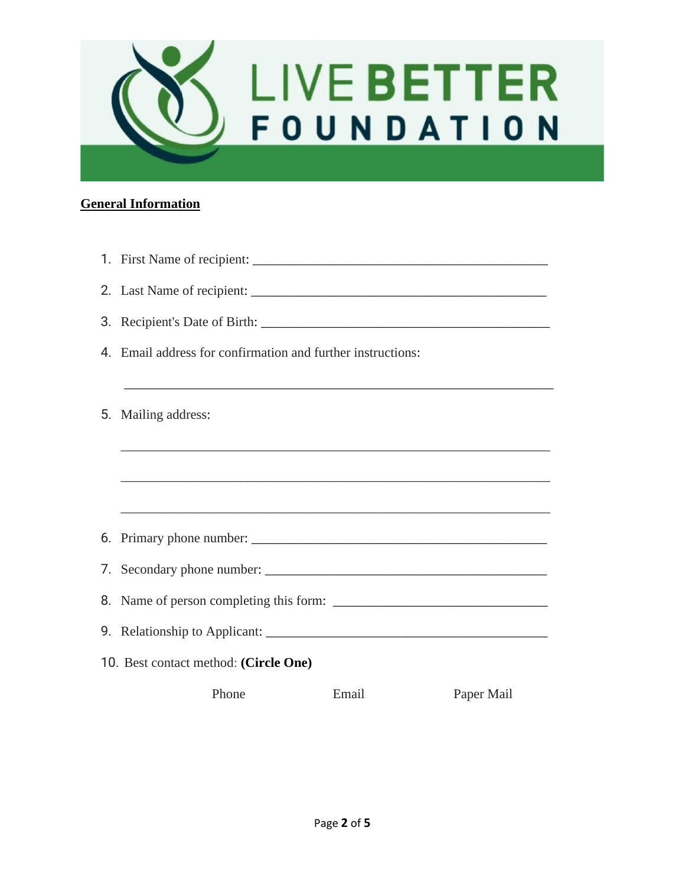LIVE BETTER FOUNDATION

**General Information**

1. First Name of recipient: ____________________________________________
2. Last Name of recipient: ____________________________________________
3. Recipient's Date of Birth: ____________________________________________
4. Email address for confirmation and further instructions:

   ________________________________________________________________

5. Mailing address:

   ________________________________________________________________

   ________________________________________________________________

   ________________________________________________________________

6. Primary phone number: ____________________________________________
7. Secondary phone number: ___________________________________________
8. Name of person completing this form: _______________________________
9. Relationship to Applicant: __________________________________________
10. Best contact method: **(Circle One)**

    Phone          Email          Paper Mail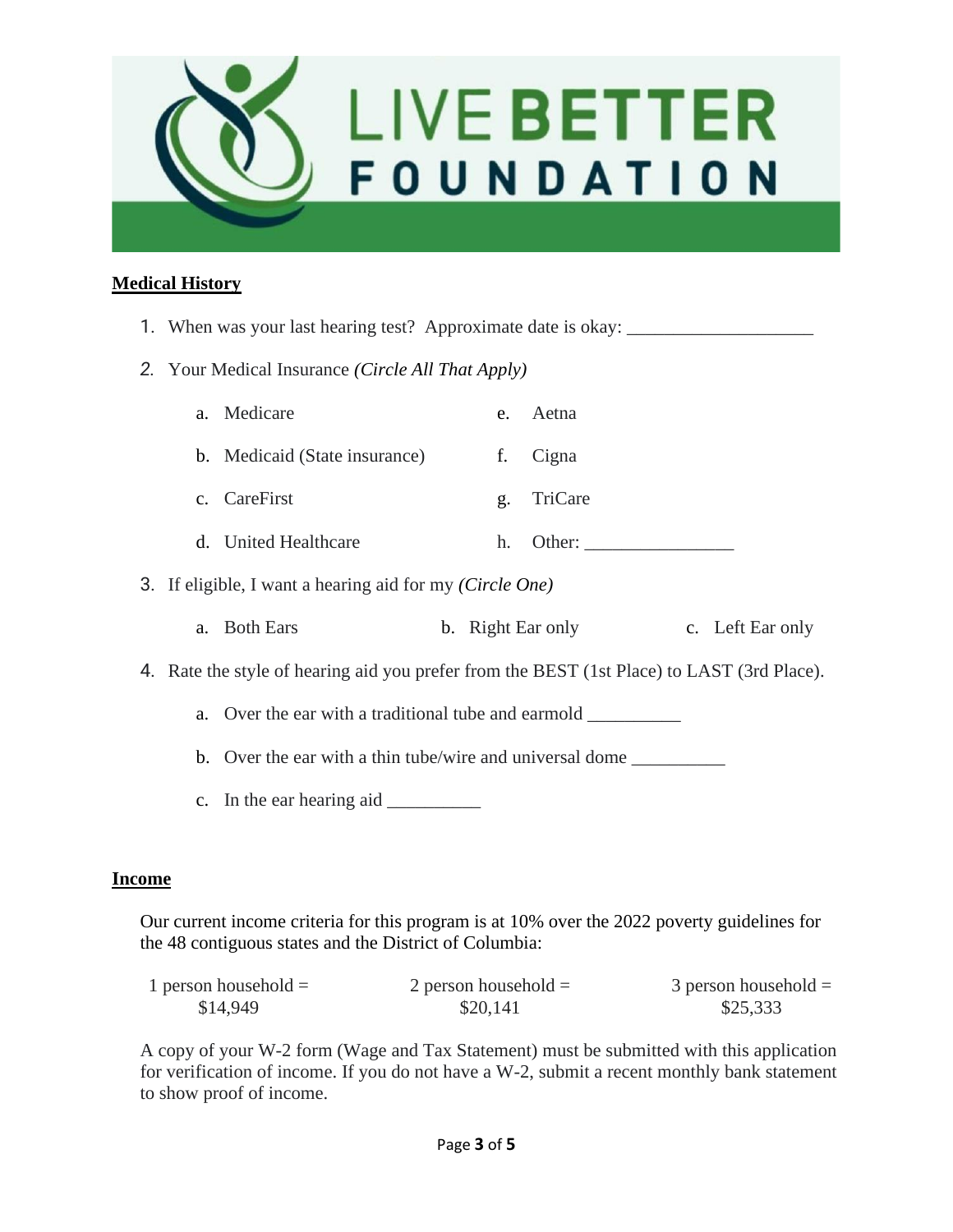LIVE BETTER FOUNDATION

## Medical History

1. When was your last hearing test? Approximate date is okay: ____________________

2. Your Medical Insurance *(Circle All That Apply)*

   a. Medicare
   b. Medicaid (State insurance)
   c. CareFirst
   d. United Healthcare
   e. Aetna
   f. Cigna
   g. TriCare
   h. Other: ________________

3. If eligible, I want a hearing aid for my *(Circle One)*

   a. Both Ears
   b. Right Ear only
   c. Left Ear only

4. Rate the style of hearing aid you prefer from the BEST (1st Place) to LAST (3rd Place).

   a. Over the ear with a traditional tube and earmold __________
   b. Over the ear with a thin tube/wire and universal dome __________
   c. In the ear hearing aid __________

## Income

Our current income criteria for this program is at 10% over the 2022 poverty guidelines for the 48 contiguous states and the District of Columbia:

| 1 person household = | 2 person household = | 3 person household = |
|---|---|---|
| $14,949 | $20,141 | $25,333 |

A copy of your W-2 form (Wage and Tax Statement) must be submitted with this application for verification of income. If you do not have a W-2, submit a recent monthly bank statement to show proof of income.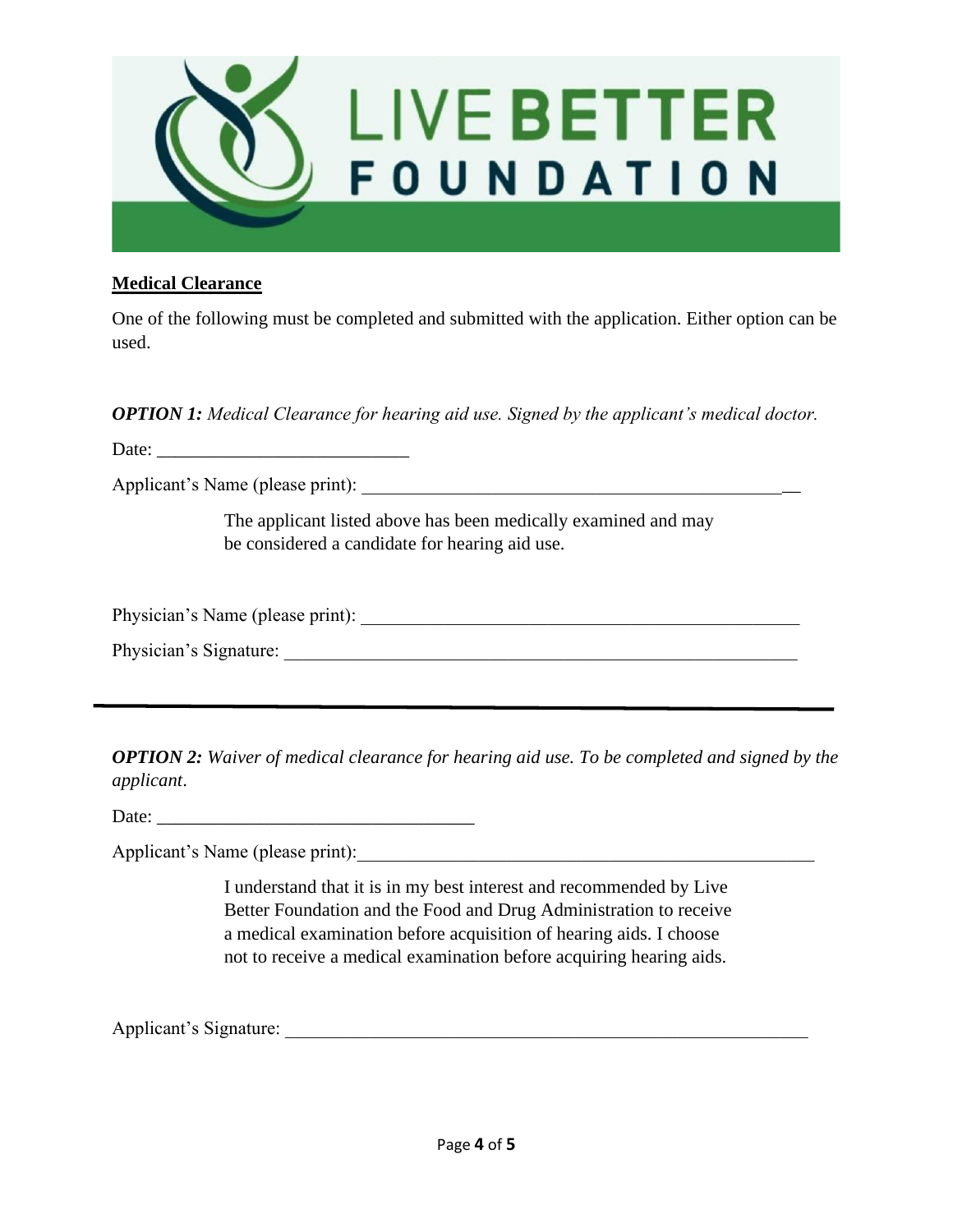LIVE BETTER FOUNDATION

**<u>Medical Clearance</u>**

One of the following must be completed and submitted with the application. Either option can be used.

***OPTION 1:*** *Medical Clearance for hearing aid use. Signed by the applicant's medical doctor.*

Date: ___________________________

Applicant's Name (please print): ______________________________________________

> The applicant listed above has been medically examined and may be considered a candidate for hearing aid use.

Physician's Name (please print): ______________________________________________

Physician's Signature: _______________________________________________________

---

***OPTION 2:*** *Waiver of medical clearance for hearing aid use. To be completed and signed by the applicant.*

Date: __________________________________

Applicant's Name (please print):__________________________________________________

> I understand that it is in my best interest and recommended by Live Better Foundation and the Food and Drug Administration to receive a medical examination before acquisition of hearing aids. I choose not to receive a medical examination before acquiring hearing aids.

Applicant's Signature: __________________________________________________________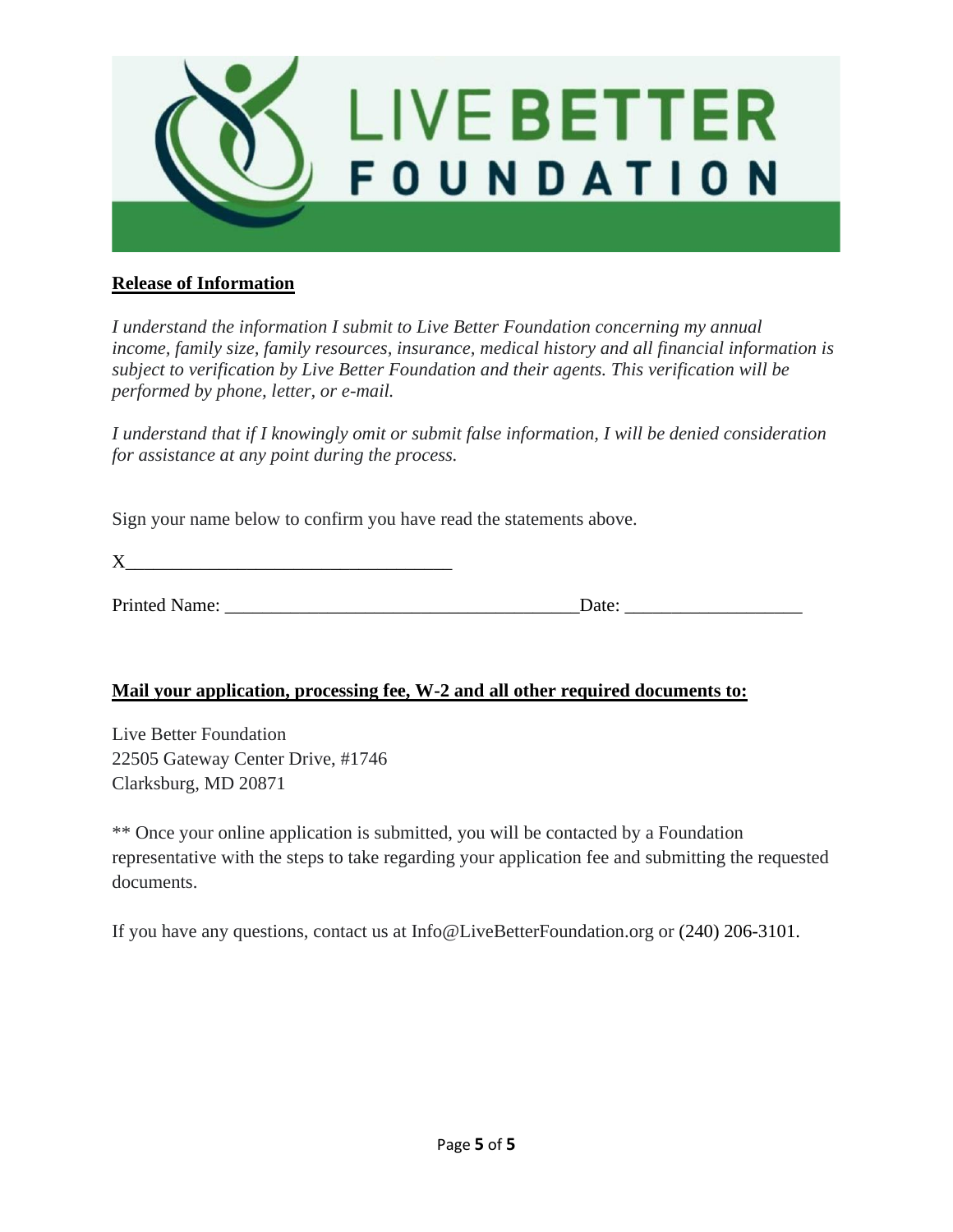LIVE BETTER
FOUNDATION

**Release of Information**

*I understand the information I submit to Live Better Foundation concerning my annual income, family size, family resources, insurance, medical history and all financial information is subject to verification by Live Better Foundation and their agents. This verification will be performed by phone, letter, or e-mail.*

*I understand that if I knowingly omit or submit false information, I will be denied consideration for assistance at any point during the process.*

Sign your name below to confirm you have read the statements above.

X___________________________________

Printed Name: ______________________________________Date: ___________________

**Mail your application, processing fee, W-2 and all other required documents to:**

Live Better Foundation
22505 Gateway Center Drive, #1746
Clarksburg, MD 20871

** Once your online application is submitted, you will be contacted by a Foundation representative with the steps to take regarding your application fee and submitting the requested documents.

If you have any questions, contact us at Info@LiveBetterFoundation.org or (240) 206-3101.